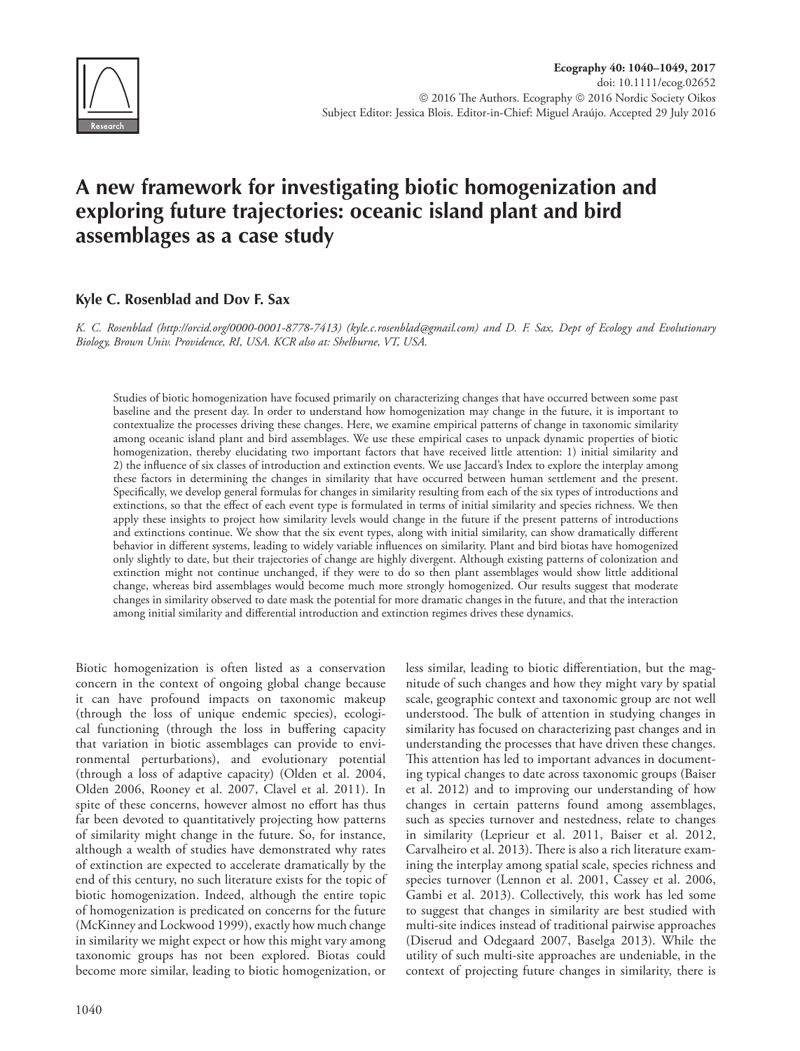doi: 10.1111/ecog.02652
© 2016 The Authors. Ecography © 2016 Nordic Society Oikos
Subject Editor: Jessica Blois. Editor-in-Chief: Miguel Araújo. Accepted 29 July 2016

# A new framework for investigating biotic homogenization and exploring future trajectories: oceanic island plant and bird assemblages as a case study

**Kyle C. Rosenblad and Dov F. Sax**

*K. C. Rosenblad (http://orcid.org/0000-0001-8778-7413) (kyle.c.rosenblad@gmail.com) and D. F. Sax, Dept of Ecology and Evolutionary Biology, Brown Univ. Providence, RI, USA. KCR also at: Shelburne, VT, USA.*

Studies of biotic homogenization have focused primarily on characterizing changes that have occurred between some past baseline and the present day. In order to understand how homogenization may change in the future, it is important to contextualize the processes driving these changes. Here, we examine empirical patterns of change in taxonomic similarity among oceanic island plant and bird assemblages. We use these empirical cases to unpack dynamic properties of biotic homogenization, thereby elucidating two important factors that have received little attention: 1) initial similarity and 2) the influence of six classes of introduction and extinction events. We use Jaccard's Index to explore the interplay among these factors in determining the changes in similarity that have occurred between human settlement and the present. Specifically, we develop general formulas for changes in similarity resulting from each of the six types of introductions and extinctions, so that the effect of each event type is formulated in terms of initial similarity and species richness. We then apply these insights to project how similarity levels would change in the future if the present patterns of introductions and extinctions continue. We show that the six event types, along with initial similarity, can show dramatically different behavior in different systems, leading to widely variable influences on similarity. Plant and bird biotas have homogenized only slightly to date, but their trajectories of change are highly divergent. Although existing patterns of colonization and extinction might not continue unchanged, if they were to do so then plant assemblages would show little additional change, whereas bird assemblages would become much more strongly homogenized. Our results suggest that moderate changes in similarity observed to date mask the potential for more dramatic changes in the future, and that the interaction among initial similarity and differential introduction and extinction regimes drives these dynamics.

Biotic homogenization is often listed as a conservation concern in the context of ongoing global change because it can have profound impacts on taxonomic makeup (through the loss of unique endemic species), ecological functioning (through the loss in buffering capacity that variation in biotic assemblages can provide to environmental perturbations), and evolutionary potential (through a loss of adaptive capacity) (Olden et al. 2004, Olden 2006, Rooney et al. 2007, Clavel et al. 2011). In spite of these concerns, however almost no effort has thus far been devoted to quantitatively projecting how patterns of similarity might change in the future. So, for instance, although a wealth of studies have demonstrated why rates of extinction are expected to accelerate dramatically by the end of this century, no such literature exists for the topic of biotic homogenization. Indeed, although the entire topic of homogenization is predicated on concerns for the future (McKinney and Lockwood 1999), exactly how much change in similarity we might expect or how this might vary among taxonomic groups has not been explored. Biotas could become more similar, leading to biotic homogenization, or less similar, leading to biotic differentiation, but the magnitude of such changes and how they might vary by spatial scale, geographic context and taxonomic group are not well understood. The bulk of attention in studying changes in similarity has focused on characterizing past changes and in understanding the processes that have driven these changes. This attention has led to important advances in documenting typical changes to date across taxonomic groups (Baiser et al. 2012) and to improving our understanding of how changes in certain patterns found among assemblages, such as species turnover and nestedness, relate to changes in similarity (Leprieur et al. 2011, Baiser et al. 2012, Carvalheiro et al. 2013). There is also a rich literature examining the interplay among spatial scale, species richness and species turnover (Lennon et al. 2001, Cassey et al. 2006, Gambi et al. 2013). Collectively, this work has led some to suggest that changes in similarity are best studied with multi-site indices instead of traditional pairwise approaches (Diserud and Odegaard 2007, Baselga 2013). While the utility of such multi-site approaches are undeniable, in the context of projecting future changes in similarity, there is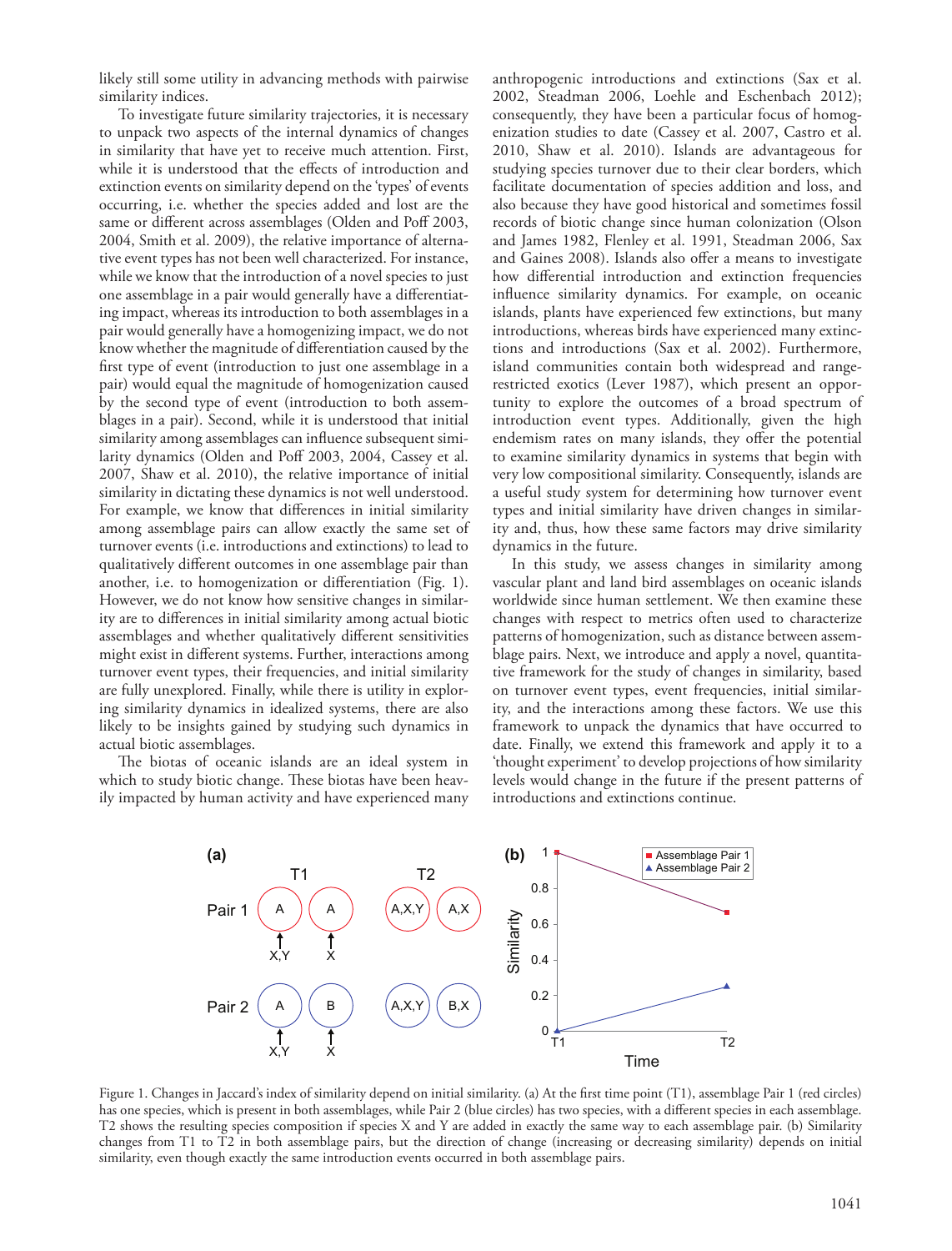likely still some utility in advancing methods with pairwise similarity indices.

To investigate future similarity trajectories, it is necessary to unpack two aspects of the internal dynamics of changes in similarity that have yet to receive much attention. First, while it is understood that the effects of introduction and extinction events on similarity depend on the 'types' of events occurring, i.e. whether the species added and lost are the same or different across assemblages (Olden and Poff 2003, 2004, Smith et al. 2009), the relative importance of alternative event types has not been well characterized. For instance, while we know that the introduction of a novel species to just one assemblage in a pair would generally have a differentiating impact, whereas its introduction to both assemblages in a pair would generally have a homogenizing impact, we do not know whether the magnitude of differentiation caused by the first type of event (introduction to just one assemblage in a pair) would equal the magnitude of homogenization caused by the second type of event (introduction to both assemblages in a pair). Second, while it is understood that initial similarity among assemblages can influence subsequent similarity dynamics (Olden and Poff 2003, 2004, Cassey et al. 2007, Shaw et al. 2010), the relative importance of initial similarity in dictating these dynamics is not well understood. For example, we know that differences in initial similarity among assemblage pairs can allow exactly the same set of turnover events (i.e. introductions and extinctions) to lead to qualitatively different outcomes in one assemblage pair than another, i.e. to homogenization or differentiation (Fig. 1). However, we do not know how sensitive changes in similarity are to differences in initial similarity among actual biotic assemblages and whether qualitatively different sensitivities might exist in different systems. Further, interactions among turnover event types, their frequencies, and initial similarity are fully unexplored. Finally, while there is utility in exploring similarity dynamics in idealized systems, there are also likely to be insights gained by studying such dynamics in actual biotic assemblages.

The biotas of oceanic islands are an ideal system in which to study biotic change. These biotas have been heavily impacted by human activity and have experienced many anthropogenic introductions and extinctions (Sax et al. 2002, Steadman 2006, Loehle and Eschenbach 2012); consequently, they have been a particular focus of homogenization studies to date (Cassey et al. 2007, Castro et al. 2010, Shaw et al. 2010). Islands are advantageous for studying species turnover due to their clear borders, which facilitate documentation of species addition and loss, and also because they have good historical and sometimes fossil records of biotic change since human colonization (Olson and James 1982, Flenley et al. 1991, Steadman 2006, Sax and Gaines 2008). Islands also offer a means to investigate how differential introduction and extinction frequencies influence similarity dynamics. For example, on oceanic islands, plants have experienced few extinctions, but many introductions, whereas birds have experienced many extinctions and introductions (Sax et al. 2002). Furthermore, island communities contain both widespread and range-restricted exotics (Lever 1987), which present an opportunity to explore the outcomes of a broad spectrum of introduction event types. Additionally, given the high endemism rates on many islands, they offer the potential to examine similarity dynamics in systems that begin with very low compositional similarity. Consequently, islands are a useful study system for determining how turnover event types and initial similarity have driven changes in similarity and, thus, how these same factors may drive similarity dynamics in the future.

In this study, we assess changes in similarity among vascular plant and land bird assemblages on oceanic islands worldwide since human settlement. We then examine these changes with respect to metrics often used to characterize patterns of homogenization, such as distance between assemblage pairs. Next, we introduce and apply a novel, quantitative framework for the study of changes in similarity, based on turnover event types, event frequencies, initial similarity, and the interactions among these factors. We use this framework to unpack the dynamics that have occurred to date. Finally, we extend this framework and apply it to a 'thought experiment' to develop projections of how similarity levels would change in the future if the present patterns of introductions and extinctions continue.

Figure 1. Changes in Jaccard's index of similarity depend on initial similarity. (a) At the first time point (T1), assemblage Pair 1 (red circles) has one species, which is present in both assemblages, while Pair 2 (blue circles) has two species, with a different species in each assemblage. T2 shows the resulting species composition if species X and Y are added in exactly the same way to each assemblage pair. (b) Similarity changes from T1 to T2 in both assemblage pairs, but the direction of change (increasing or decreasing similarity) depends on initial similarity, even though exactly the same introduction events occurred in both assemblage pairs.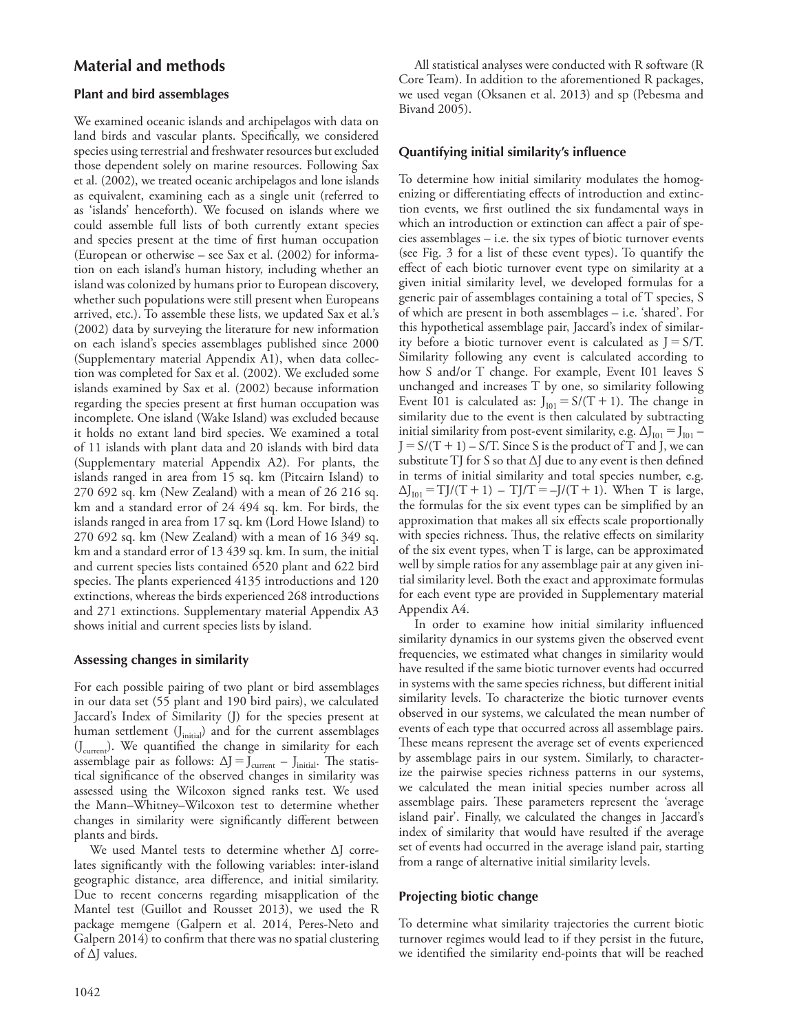## Material and methods

### Plant and bird assemblages

We examined oceanic islands and archipelagos with data on land birds and vascular plants. Specifically, we considered species using terrestrial and freshwater resources but excluded those dependent solely on marine resources. Following Sax et al. (2002), we treated oceanic archipelagos and lone islands as equivalent, examining each as a single unit (referred to as 'islands' henceforth). We focused on islands where we could assemble full lists of both currently extant species and species present at the time of first human occupation (European or otherwise – see Sax et al. (2002) for information on each island's human history, including whether an island was colonized by humans prior to European discovery, whether such populations were still present when Europeans arrived, etc.). To assemble these lists, we updated Sax et al.'s (2002) data by surveying the literature for new information on each island's species assemblages published since 2000 (Supplementary material Appendix A1), when data collection was completed for Sax et al. (2002). We excluded some islands examined by Sax et al. (2002) because information regarding the species present at first human occupation was incomplete. One island (Wake Island) was excluded because it holds no extant land bird species. We examined a total of 11 islands with plant data and 20 islands with bird data (Supplementary material Appendix A2). For plants, the islands ranged in area from 15 sq. km (Pitcairn Island) to 270 692 sq. km (New Zealand) with a mean of 26 216 sq. km and a standard error of 24 494 sq. km. For birds, the islands ranged in area from 17 sq. km (Lord Howe Island) to 270 692 sq. km (New Zealand) with a mean of 16 349 sq. km and a standard error of 13 439 sq. km. In sum, the initial and current species lists contained 6520 plant and 622 bird species. The plants experienced 4135 introductions and 120 extinctions, whereas the birds experienced 268 introductions and 271 extinctions. Supplementary material Appendix A3 shows initial and current species lists by island.

### Assessing changes in similarity

For each possible pairing of two plant or bird assemblages in our data set (55 plant and 190 bird pairs), we calculated Jaccard's Index of Similarity (J) for the species present at human settlement ($J_{initial}$) and for the current assemblages ($J_{current}$). We quantified the change in similarity for each assemblage pair as follows: $\Delta J = J_{current} - J_{initial}$. The statistical significance of the observed changes in similarity was assessed using the Wilcoxon signed ranks test. We used the Mann–Whitney–Wilcoxon test to determine whether changes in similarity were significantly different between plants and birds.

We used Mantel tests to determine whether $\Delta J$ correlates significantly with the following variables: inter-island geographic distance, area difference, and initial similarity. Due to recent concerns regarding misapplication of the Mantel test (Guillot and Rousset 2013), we used the R package memgene (Galpern et al. 2014, Peres-Neto and Galpern 2014) to confirm that there was no spatial clustering of $\Delta J$ values.

All statistical analyses were conducted with R software (R Core Team). In addition to the aforementioned R packages, we used vegan (Oksanen et al. 2013) and sp (Pebesma and Bivand 2005).

### Quantifying initial similarity's influence

To determine how initial similarity modulates the homogenizing or differentiating effects of introduction and extinction events, we first outlined the six fundamental ways in which an introduction or extinction can affect a pair of species assemblages – i.e. the six types of biotic turnover events (see Fig. 3 for a list of these event types). To quantify the effect of each biotic turnover event type on similarity at a given initial similarity level, we developed formulas for a generic pair of assemblages containing a total of T species, S of which are present in both assemblages – i.e. 'shared'. For this hypothetical assemblage pair, Jaccard's index of similarity before a biotic turnover event is calculated as $J = S/T$. Similarity following any event is calculated according to how S and/or T change. For example, Event I01 leaves S unchanged and increases T by one, so similarity following Event I01 is calculated as: $J_{I01} = S/(T + 1)$. The change in similarity due to the event is then calculated by subtracting initial similarity from post-event similarity, e.g. $\Delta J_{I01} = J_{I01} - J = S/(T + 1) - S/T$. Since S is the product of T and J, we can substitute TJ for S so that $\Delta J$ due to any event is then defined in terms of initial similarity and total species number, e.g. $\Delta J_{I01} = TJ/(T + 1) - TJ/T = -J/(T + 1)$. When T is large, the formulas for the six event types can be simplified by an approximation that makes all six effects scale proportionally with species richness. Thus, the relative effects on similarity of the six event types, when T is large, can be approximated well by simple ratios for any assemblage pair at any given initial similarity level. Both the exact and approximate formulas for each event type are provided in Supplementary material Appendix A4.

In order to examine how initial similarity influenced similarity dynamics in our systems given the observed event frequencies, we estimated what changes in similarity would have resulted if the same biotic turnover events had occurred in systems with the same species richness, but different initial similarity levels. To characterize the biotic turnover events observed in our systems, we calculated the mean number of events of each type that occurred across all assemblage pairs. These means represent the average set of events experienced by assemblage pairs in our system. Similarly, to characterize the pairwise species richness patterns in our systems, we calculated the mean initial species number across all assemblage pairs. These parameters represent the 'average island pair'. Finally, we calculated the changes in Jaccard's index of similarity that would have resulted if the average set of events had occurred in the average island pair, starting from a range of alternative initial similarity levels.

### Projecting biotic change

To determine what similarity trajectories the current biotic turnover regimes would lead to if they persist in the future, we identified the similarity end-points that will be reached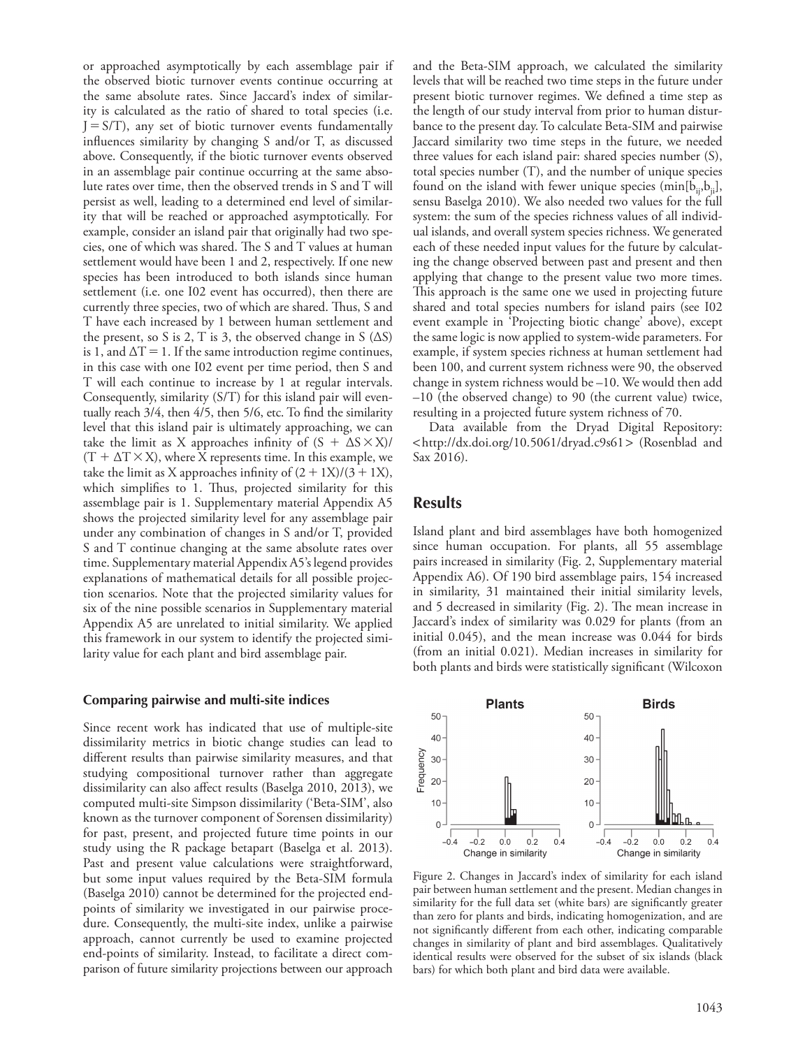or approached asymptotically by each assemblage pair if the observed biotic turnover events continue occurring at the same absolute rates. Since Jaccard's index of similarity is calculated as the ratio of shared to total species (i.e. $J = S/T$), any set of biotic turnover events fundamentally influences similarity by changing S and/or T, as discussed above. Consequently, if the biotic turnover events observed in an assemblage pair continue occurring at the same absolute rates over time, then the observed trends in S and T will persist as well, leading to a determined end level of similarity that will be reached or approached asymptotically. For example, consider an island pair that originally had two species, one of which was shared. The S and T values at human settlement would have been 1 and 2, respectively. If one new species has been introduced to both islands since human settlement (i.e. one I02 event has occurred), then there are currently three species, two of which are shared. Thus, S and T have each increased by 1 between human settlement and the present, so S is 2, T is 3, the observed change in S ($\Delta S$) is 1, and $\Delta T = 1$. If the same introduction regime continues, in this case with one I02 event per time period, then S and T will each continue to increase by 1 at regular intervals. Consequently, similarity (S/T) for this island pair will eventually reach 3/4, then 4/5, then 5/6, etc. To find the similarity level that this island pair is ultimately approaching, we can take the limit as X approaches infinity of $(S + \Delta S \times X)/(T + \Delta T \times X)$, where X represents time. In this example, we take the limit as X approaches infinity of $(2 + 1X)/(3 + 1X)$, which simplifies to 1. Thus, projected similarity for this assemblage pair is 1. Supplementary material Appendix A5 shows the projected similarity level for any assemblage pair under any combination of changes in S and/or T, provided S and T continue changing at the same absolute rates over time. Supplementary material Appendix A5's legend provides explanations of mathematical details for all possible projection scenarios. Note that the projected similarity values for six of the nine possible scenarios in Supplementary material Appendix A5 are unrelated to initial similarity. We applied this framework in our system to identify the projected similarity value for each plant and bird assemblage pair.

### Comparing pairwise and multi-site indices

Since recent work has indicated that use of multiple-site dissimilarity metrics in biotic change studies can lead to different results than pairwise similarity measures, and that studying compositional turnover rather than aggregate dissimilarity can also affect results (Baselga 2010, 2013), we computed multi-site Simpson dissimilarity ('Beta-SIM', also known as the turnover component of Sorensen dissimilarity) for past, present, and projected future time points in our study using the R package betapart (Baselga et al. 2013). Past and present value calculations were straightforward, but some input values required by the Beta-SIM formula (Baselga 2010) cannot be determined for the projected endpoints of similarity we investigated in our pairwise procedure. Consequently, the multi-site index, unlike a pairwise approach, cannot currently be used to examine projected end-points of similarity. Instead, to facilitate a direct comparison of future similarity projections between our approach and the Beta-SIM approach, we calculated the similarity levels that will be reached two time steps in the future under present biotic turnover regimes. We defined a time step as the length of our study interval from prior to human disturbance to the present day. To calculate Beta-SIM and pairwise Jaccard similarity two time steps in the future, we needed three values for each island pair: shared species number (S), total species number (T), and the number of unique species found on the island with fewer unique species ($\min[b_{ij}, b_{ji}]$, sensu Baselga 2010). We also needed two values for the full system: the sum of the species richness values of all individual islands, and overall system species richness. We generated each of these needed input values for the future by calculating the change observed between past and present and then applying that change to the present value two more times. This approach is the same one we used in projecting future shared and total species numbers for island pairs (see I02 event example in 'Projecting biotic change' above), except the same logic is now applied to system-wide parameters. For example, if system species richness at human settlement had been 100, and current system richness were 90, the observed change in system richness would be –10. We would then add –10 (the observed change) to 90 (the current value) twice, resulting in a projected future system richness of 70.

Data available from the Dryad Digital Repository: <http://dx.doi.org/10.5061/dryad.c9s61> (Rosenblad and Sax 2016).

## Results

Island plant and bird assemblages have both homogenized since human occupation. For plants, all 55 assemblage pairs increased in similarity (Fig. 2, Supplementary material Appendix A6). Of 190 bird assemblage pairs, 154 increased in similarity, 31 maintained their initial similarity levels, and 5 decreased in similarity (Fig. 2). The mean increase in Jaccard's index of similarity was 0.029 for plants (from an initial 0.045), and the mean increase was 0.044 for birds (from an initial 0.021). Median increases in similarity for both plants and birds were statistically significant (Wilcoxon

Figure 2. Changes in Jaccard's index of similarity for each island pair between human settlement and the present. Median changes in similarity for the full data set (white bars) are significantly greater than zero for plants and birds, indicating homogenization, and are not significantly different from each other, indicating comparable changes in similarity of plant and bird assemblages. Qualitatively identical results were observed for the subset of six islands (black bars) for which both plant and bird data were available.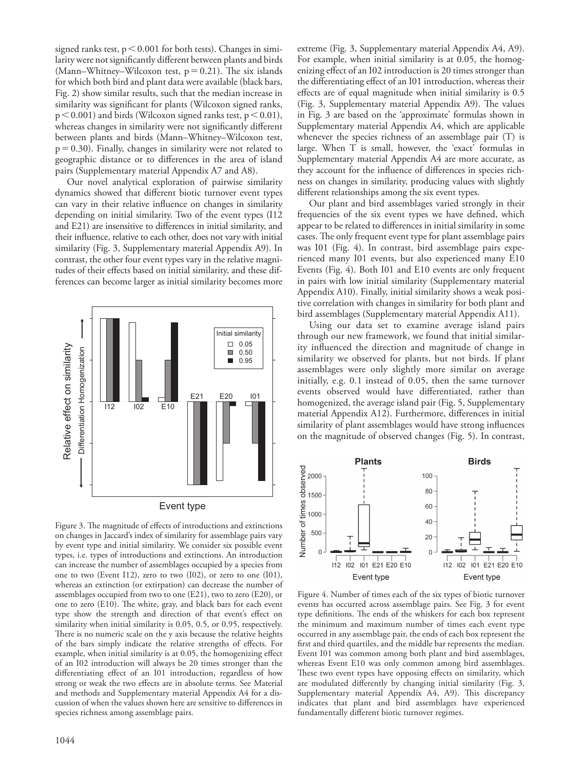signed ranks test, $p < 0.001$ for both tests). Changes in similarity were not significantly different between plants and birds (Mann–Whitney–Wilcoxon test, $p = 0.21$). The six islands for which both bird and plant data were available (black bars, Fig. 2) show similar results, such that the median increase in similarity was significant for plants (Wilcoxon signed ranks, $p < 0.001$) and birds (Wilcoxon signed ranks test, $p < 0.01$), whereas changes in similarity were not significantly different between plants and birds (Mann–Whitney–Wilcoxon test, $p = 0.30$). Finally, changes in similarity were not related to geographic distance or to differences in the area of island pairs (Supplementary material Appendix A7 and A8).

Our novel analytical exploration of pairwise similarity dynamics showed that different biotic turnover event types can vary in their relative influence on changes in similarity depending on initial similarity. Two of the event types (I12 and E21) are insensitive to differences in initial similarity, and their influence, relative to each other, does not vary with initial similarity (Fig. 3, Supplementary material Appendix A9). In contrast, the other four event types vary in the relative magnitudes of their effects based on initial similarity, and these differences can become larger as initial similarity becomes more extreme (Fig. 3, Supplementary material Appendix A4, A9). For example, when initial similarity is at 0.05, the homogenizing effect of an I02 introduction is 20 times stronger than the differentiating effect of an I01 introduction, whereas their effects are of equal magnitude when initial similarity is 0.5 (Fig. 3, Supplementary material Appendix A9). The values in Fig. 3 are based on the 'approximate' formulas shown in Supplementary material Appendix A4, which are applicable whenever the species richness of an assemblage pair (T) is large. When T is small, however, the 'exact' formulas in Supplementary material Appendix A4 are more accurate, as they account for the influence of differences in species richness on changes in similarity, producing values with slightly different relationships among the six event types.

Figure 3. The magnitude of effects of introductions and extinctions on changes in Jaccard's index of similarity for assemblage pairs vary by event type and initial similarity. We consider six possible event types, i.e. types of introductions and extinctions. An introduction can increase the number of assemblages occupied by a species from one to two (Event I12), zero to two (I02), or zero to one (I01), whereas an extinction (or extirpation) can decrease the number of assemblages occupied from two to one (E21), two to zero (E20), or one to zero (E10). The white, gray, and black bars for each event type show the strength and direction of that event's effect on similarity when initial similarity is 0.05, 0.5, or 0.95, respectively. There is no numeric scale on the y axis because the relative heights of the bars simply indicate the relative strengths of effects. For example, when initial similarity is at 0.05, the homogenizing effect of an I02 introduction will always be 20 times stronger than the differentiating effect of an I01 introduction, regardless of how strong or weak the two effects are in absolute terms. See Material and methods and Supplementary material Appendix A4 for a discussion of when the values shown here are sensitive to differences in species richness among assemblage pairs.

Our plant and bird assemblages varied strongly in their frequencies of the six event types we have defined, which appear to be related to differences in initial similarity in some cases. The only frequent event type for plant assemblage pairs was I01 (Fig. 4). In contrast, bird assemblage pairs experienced many I01 events, but also experienced many E10 Events (Fig. 4). Both I01 and E10 events are only frequent in pairs with low initial similarity (Supplementary material Appendix A10). Finally, initial similarity shows a weak positive correlation with changes in similarity for both plant and bird assemblages (Supplementary material Appendix A11).

Using our data set to examine average island pairs through our new framework, we found that initial similarity influenced the direction and magnitude of change in similarity we observed for plants, but not birds. If plant assemblages were only slightly more similar on average initially, e.g. 0.1 instead of 0.05, then the same turnover events observed would have differentiated, rather than homogenized, the average island pair (Fig. 5, Supplementary material Appendix A12). Furthermore, differences in initial similarity of plant assemblages would have strong influences on the magnitude of observed changes (Fig. 5). In contrast,

Figure 4. Number of times each of the six types of biotic turnover events has occurred across assemblage pairs. See Fig. 3 for event type definitions. The ends of the whiskers for each box represent the minimum and maximum number of times each event type occurred in any assemblage pair, the ends of each box represent the first and third quartiles, and the middle bar represents the median. Event I01 was common among both plant and bird assemblages, whereas Event E10 was only common among bird assemblages. These two event types have opposing effects on similarity, which are modulated differently by changing initial similarity (Fig. 3, Supplementary material Appendix A4, A9). This discrepancy indicates that plant and bird assemblages have experienced fundamentally different biotic turnover regimes.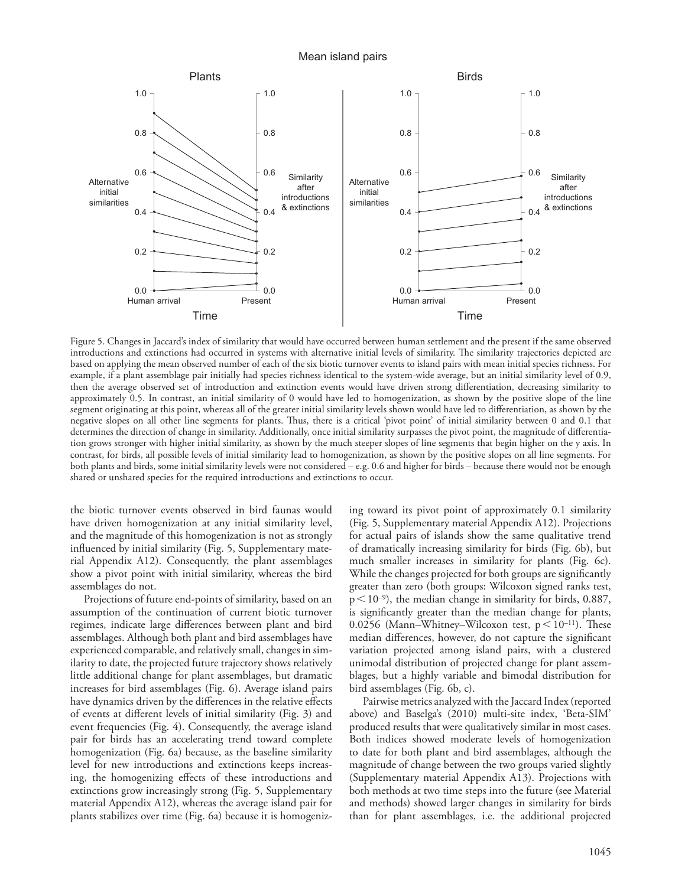Figure 5. Changes in Jaccard's index of similarity that would have occurred between human settlement and the present if the same observed introductions and extinctions had occurred in systems with alternative initial levels of similarity. The similarity trajectories depicted are based on applying the mean observed number of each of the six biotic turnover events to island pairs with mean initial species richness. For example, if a plant assemblage pair initially had species richness identical to the system-wide average, but an initial similarity level of 0.9, then the average observed set of introduction and extinction events would have driven strong differentiation, decreasing similarity to approximately 0.5. In contrast, an initial similarity of 0 would have led to homogenization, as shown by the positive slope of the line segment originating at this point, whereas all of the greater initial similarity levels shown would have led to differentiation, as shown by the negative slopes on all other line segments for plants. Thus, there is a critical 'pivot point' of initial similarity between 0 and 0.1 that determines the direction of change in similarity. Additionally, once initial similarity surpasses the pivot point, the magnitude of differentiation grows stronger with higher initial similarity, as shown by the much steeper slopes of line segments that begin higher on the y axis. In contrast, for birds, all possible levels of initial similarity lead to homogenization, as shown by the positive slopes on all line segments. For both plants and birds, some initial similarity levels were not considered – e.g. 0.6 and higher for birds – because there would not be enough shared or unshared species for the required introductions and extinctions to occur.

the biotic turnover events observed in bird faunas would have driven homogenization at any initial similarity level, and the magnitude of this homogenization is not as strongly influenced by initial similarity (Fig. 5, Supplementary material Appendix A12). Consequently, the plant assemblages show a pivot point with initial similarity, whereas the bird assemblages do not.

Projections of future end-points of similarity, based on an assumption of the continuation of current biotic turnover regimes, indicate large differences between plant and bird assemblages. Although both plant and bird assemblages have experienced comparable, and relatively small, changes in similarity to date, the projected future trajectory shows relatively little additional change for plant assemblages, but dramatic increases for bird assemblages (Fig. 6). Average island pairs have dynamics driven by the differences in the relative effects of events at different levels of initial similarity (Fig. 3) and event frequencies (Fig. 4). Consequently, the average island pair for birds has an accelerating trend toward complete homogenization (Fig. 6a) because, as the baseline similarity level for new introductions and extinctions keeps increasing, the homogenizing effects of these introductions and extinctions grow increasingly strong (Fig. 5, Supplementary material Appendix A12), whereas the average island pair for plants stabilizes over time (Fig. 6a) because it is homogenizing toward its pivot point of approximately 0.1 similarity (Fig. 5, Supplementary material Appendix A12). Projections for actual pairs of islands show the same qualitative trend of dramatically increasing similarity for birds (Fig. 6b), but much smaller increases in similarity for plants (Fig. 6c). While the changes projected for both groups are significantly greater than zero (both groups: Wilcoxon signed ranks test, $p < 10^{-9}$), the median change in similarity for birds, 0.887, is significantly greater than the median change for plants, 0.0256 (Mann–Whitney–Wilcoxon test, $p < 10^{-11}$). These median differences, however, do not capture the significant variation projected among island pairs, with a clustered unimodal distribution of projected change for plant assemblages, but a highly variable and bimodal distribution for bird assemblages (Fig. 6b, c).

Pairwise metrics analyzed with the Jaccard Index (reported above) and Baselga's (2010) multi-site index, 'Beta-SIM' produced results that were qualitatively similar in most cases. Both indices showed moderate levels of homogenization to date for both plant and bird assemblages, although the magnitude of change between the two groups varied slightly (Supplementary material Appendix A13). Projections with both methods at two time steps into the future (see Material and methods) showed larger changes in similarity for birds than for plant assemblages, i.e. the additional projected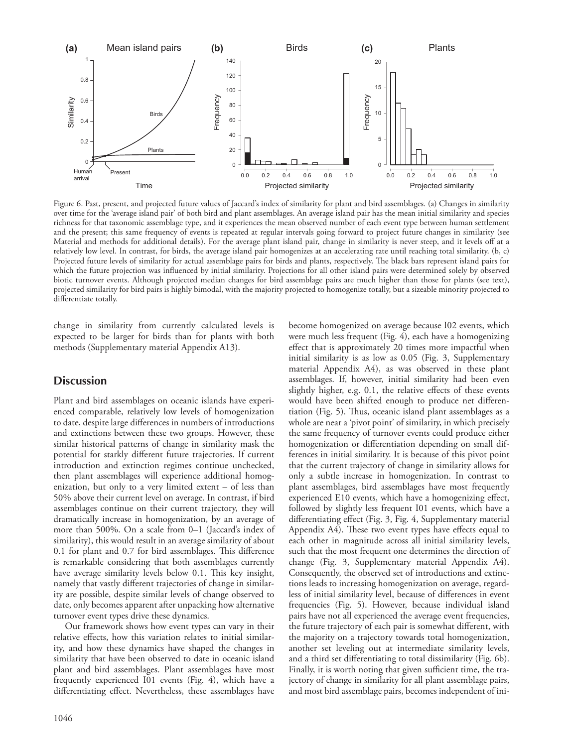Figure 6. Past, present, and projected future values of Jaccard's index of similarity for plant and bird assemblages. (a) Changes in similarity over time for the 'average island pair' of both bird and plant assemblages. An average island pair has the mean initial similarity and species richness for that taxonomic assemblage type, and it experiences the mean observed number of each event type between human settlement and the present; this same frequency of events is repeated at regular intervals going forward to project future changes in similarity (see Material and methods for additional details). For the average plant island pair, change in similarity is never steep, and it levels off at a relatively low level. In contrast, for birds, the average island pair homogenizes at an accelerating rate until reaching total similarity. (b, c) Projected future levels of similarity for actual assemblage pairs for birds and plants, respectively. The black bars represent island pairs for which the future projection was influenced by initial similarity. Projections for all other island pairs were determined solely by observed biotic turnover events. Although projected median changes for bird assemblage pairs are much higher than those for plants (see text), projected similarity for bird pairs is highly bimodal, with the majority projected to homogenize totally, but a sizeable minority projected to differentiate totally.

change in similarity from currently calculated levels is expected to be larger for birds than for plants with both methods (Supplementary material Appendix A13).

## Discussion

Plant and bird assemblages on oceanic islands have experienced comparable, relatively low levels of homogenization to date, despite large differences in numbers of introductions and extinctions between these two groups. However, these similar historical patterns of change in similarity mask the potential for starkly different future trajectories. If current introduction and extinction regimes continue unchecked, then plant assemblages will experience additional homogenization, but only to a very limited extent – of less than 50% above their current level on average. In contrast, if bird assemblages continue on their current trajectory, they will dramatically increase in homogenization, by an average of more than 500%. On a scale from 0–1 (Jaccard's index of similarity), this would result in an average similarity of about 0.1 for plant and 0.7 for bird assemblages. This difference is remarkable considering that both assemblages currently have average similarity levels below 0.1. This key insight, namely that vastly different trajectories of change in similarity are possible, despite similar levels of change observed to date, only becomes apparent after unpacking how alternative turnover event types drive these dynamics.

Our framework shows how event types can vary in their relative effects, how this variation relates to initial similarity, and how these dynamics have shaped the changes in similarity that have been observed to date in oceanic island plant and bird assemblages. Plant assemblages have most frequently experienced I01 events (Fig. 4), which have a differentiating effect. Nevertheless, these assemblages have become homogenized on average because I02 events, which were much less frequent (Fig. 4), each have a homogenizing effect that is approximately 20 times more impactful when initial similarity is as low as 0.05 (Fig. 3, Supplementary material Appendix A4), as was observed in these plant assemblages. If, however, initial similarity had been even slightly higher, e.g. 0.1, the relative effects of these events would have been shifted enough to produce net differentiation (Fig. 5). Thus, oceanic island plant assemblages as a whole are near a 'pivot point' of similarity, in which precisely the same frequency of turnover events could produce either homogenization or differentiation depending on small differences in initial similarity. It is because of this pivot point that the current trajectory of change in similarity allows for only a subtle increase in homogenization. In contrast to plant assemblages, bird assemblages have most frequently experienced E10 events, which have a homogenizing effect, followed by slightly less frequent I01 events, which have a differentiating effect (Fig. 3, Fig. 4, Supplementary material Appendix A4). These two event types have effects equal to each other in magnitude across all initial similarity levels, such that the most frequent one determines the direction of change (Fig. 3, Supplementary material Appendix A4). Consequently, the observed set of introductions and extinctions leads to increasing homogenization on average, regardless of initial similarity level, because of differences in event frequencies (Fig. 5). However, because individual island pairs have not all experienced the average event frequencies, the future trajectory of each pair is somewhat different, with the majority on a trajectory towards total homogenization, another set leveling out at intermediate similarity levels, and a third set differentiating to total dissimilarity (Fig. 6b). Finally, it is worth noting that given sufficient time, the trajectory of change in similarity for all plant assemblage pairs, and most bird assemblage pairs, becomes independent of ini-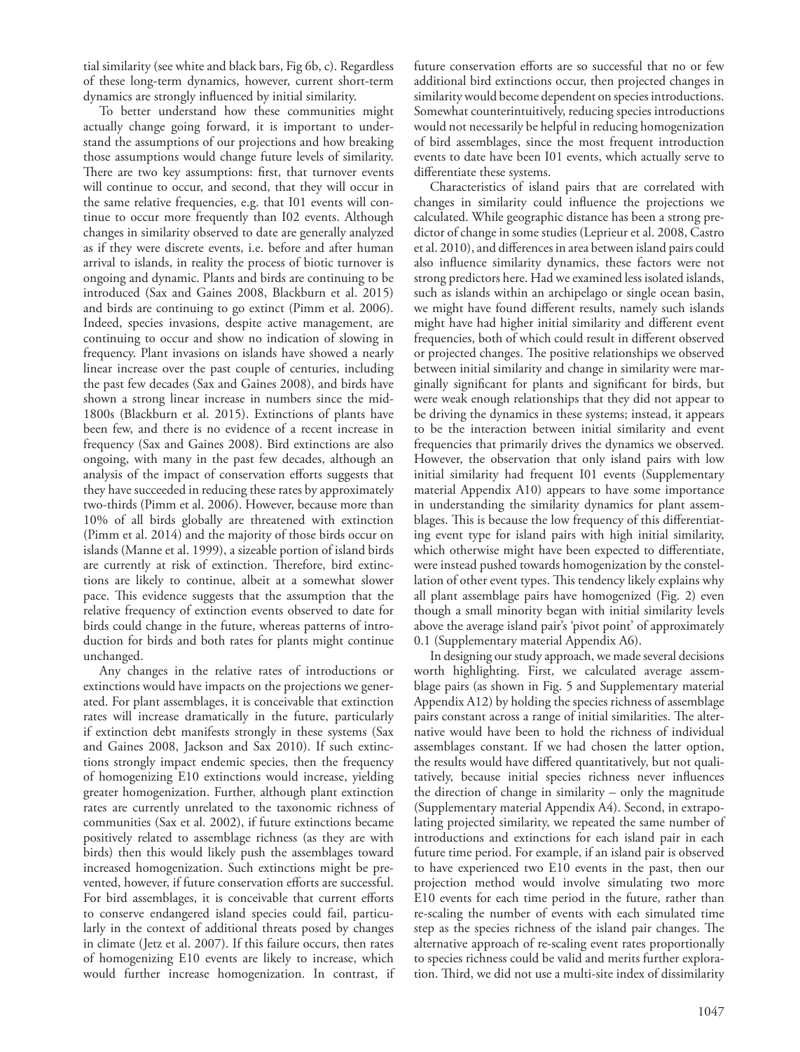tial similarity (see white and black bars, Fig 6b, c). Regardless of these long-term dynamics, however, current short-term dynamics are strongly influenced by initial similarity.

To better understand how these communities might actually change going forward, it is important to understand the assumptions of our projections and how breaking those assumptions would change future levels of similarity. There are two key assumptions: first, that turnover events will continue to occur, and second, that they will occur in the same relative frequencies, e.g. that I01 events will continue to occur more frequently than I02 events. Although changes in similarity observed to date are generally analyzed as if they were discrete events, i.e. before and after human arrival to islands, in reality the process of biotic turnover is ongoing and dynamic. Plants and birds are continuing to be introduced (Sax and Gaines 2008, Blackburn et al. 2015) and birds are continuing to go extinct (Pimm et al. 2006). Indeed, species invasions, despite active management, are continuing to occur and show no indication of slowing in frequency. Plant invasions on islands have showed a nearly linear increase over the past couple of centuries, including the past few decades (Sax and Gaines 2008), and birds have shown a strong linear increase in numbers since the mid-1800s (Blackburn et al. 2015). Extinctions of plants have been few, and there is no evidence of a recent increase in frequency (Sax and Gaines 2008). Bird extinctions are also ongoing, with many in the past few decades, although an analysis of the impact of conservation efforts suggests that they have succeeded in reducing these rates by approximately two-thirds (Pimm et al. 2006). However, because more than 10% of all birds globally are threatened with extinction (Pimm et al. 2014) and the majority of those birds occur on islands (Manne et al. 1999), a sizeable portion of island birds are currently at risk of extinction. Therefore, bird extinctions are likely to continue, albeit at a somewhat slower pace. This evidence suggests that the assumption that the relative frequency of extinction events observed to date for birds could change in the future, whereas patterns of introduction for birds and both rates for plants might continue unchanged.

Any changes in the relative rates of introductions or extinctions would have impacts on the projections we generated. For plant assemblages, it is conceivable that extinction rates will increase dramatically in the future, particularly if extinction debt manifests strongly in these systems (Sax and Gaines 2008, Jackson and Sax 2010). If such extinctions strongly impact endemic species, then the frequency of homogenizing E10 extinctions would increase, yielding greater homogenization. Further, although plant extinction rates are currently unrelated to the taxonomic richness of communities (Sax et al. 2002), if future extinctions became positively related to assemblage richness (as they are with birds) then this would likely push the assemblages toward increased homogenization. Such extinctions might be prevented, however, if future conservation efforts are successful. For bird assemblages, it is conceivable that current efforts to conserve endangered island species could fail, particularly in the context of additional threats posed by changes in climate (Jetz et al. 2007). If this failure occurs, then rates of homogenizing E10 events are likely to increase, which would further increase homogenization. In contrast, if future conservation efforts are so successful that no or few additional bird extinctions occur, then projected changes in similarity would become dependent on species introductions. Somewhat counterintuitively, reducing species introductions would not necessarily be helpful in reducing homogenization of bird assemblages, since the most frequent introduction events to date have been I01 events, which actually serve to differentiate these systems.

Characteristics of island pairs that are correlated with changes in similarity could influence the projections we calculated. While geographic distance has been a strong predictor of change in some studies (Leprieur et al. 2008, Castro et al. 2010), and differences in area between island pairs could also influence similarity dynamics, these factors were not strong predictors here. Had we examined less isolated islands, such as islands within an archipelago or single ocean basin, we might have found different results, namely such islands might have had higher initial similarity and different event frequencies, both of which could result in different observed or projected changes. The positive relationships we observed between initial similarity and change in similarity were marginally significant for plants and significant for birds, but were weak enough relationships that they did not appear to be driving the dynamics in these systems; instead, it appears to be the interaction between initial similarity and event frequencies that primarily drives the dynamics we observed. However, the observation that only island pairs with low initial similarity had frequent I01 events (Supplementary material Appendix A10) appears to have some importance in understanding the similarity dynamics for plant assemblages. This is because the low frequency of this differentiating event type for island pairs with high initial similarity, which otherwise might have been expected to differentiate, were instead pushed towards homogenization by the constellation of other event types. This tendency likely explains why all plant assemblage pairs have homogenized (Fig. 2) even though a small minority began with initial similarity levels above the average island pair's 'pivot point' of approximately 0.1 (Supplementary material Appendix A6).

In designing our study approach, we made several decisions worth highlighting. First, we calculated average assemblage pairs (as shown in Fig. 5 and Supplementary material Appendix A12) by holding the species richness of assemblage pairs constant across a range of initial similarities. The alternative would have been to hold the richness of individual assemblages constant. If we had chosen the latter option, the results would have differed quantitatively, but not qualitatively, because initial species richness never influences the direction of change in similarity – only the magnitude (Supplementary material Appendix A4). Second, in extrapolating projected similarity, we repeated the same number of introductions and extinctions for each island pair in each future time period. For example, if an island pair is observed to have experienced two E10 events in the past, then our projection method would involve simulating two more E10 events for each time period in the future, rather than re-scaling the number of events with each simulated time step as the species richness of the island pair changes. The alternative approach of re-scaling event rates proportionally to species richness could be valid and merits further exploration. Third, we did not use a multi-site index of dissimilarity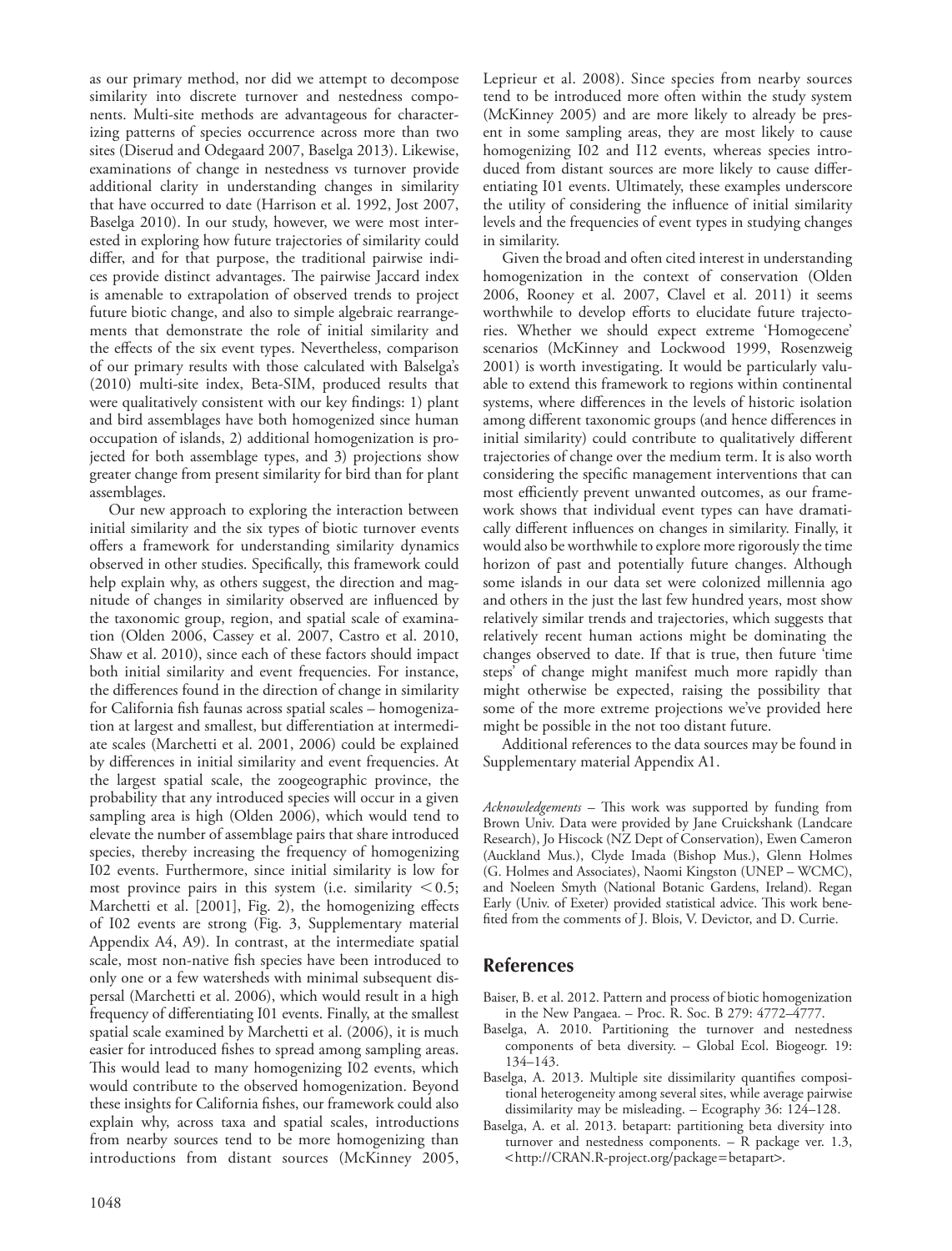as our primary method, nor did we attempt to decompose similarity into discrete turnover and nestedness components. Multi-site methods are advantageous for characterizing patterns of species occurrence across more than two sites (Diserud and Odegaard 2007, Baselga 2013). Likewise, examinations of change in nestedness vs turnover provide additional clarity in understanding changes in similarity that have occurred to date (Harrison et al. 1992, Jost 2007, Baselga 2010). In our study, however, we were most interested in exploring how future trajectories of similarity could differ, and for that purpose, the traditional pairwise indices provide distinct advantages. The pairwise Jaccard index is amenable to extrapolation of observed trends to project future biotic change, and also to simple algebraic rearrangements that demonstrate the role of initial similarity and the effects of the six event types. Nevertheless, comparison of our primary results with those calculated with Balselga's (2010) multi-site index, Beta-SIM, produced results that were qualitatively consistent with our key findings: 1) plant and bird assemblages have both homogenized since human occupation of islands, 2) additional homogenization is projected for both assemblage types, and 3) projections show greater change from present similarity for bird than for plant assemblages.

Our new approach to exploring the interaction between initial similarity and the six types of biotic turnover events offers a framework for understanding similarity dynamics observed in other studies. Specifically, this framework could help explain why, as others suggest, the direction and magnitude of changes in similarity observed are influenced by the taxonomic group, region, and spatial scale of examination (Olden 2006, Cassey et al. 2007, Castro et al. 2010, Shaw et al. 2010), since each of these factors should impact both initial similarity and event frequencies. For instance, the differences found in the direction of change in similarity for California fish faunas across spatial scales – homogenization at largest and smallest, but differentiation at intermediate scales (Marchetti et al. 2001, 2006) could be explained by differences in initial similarity and event frequencies. At the largest spatial scale, the zoogeographic province, the probability that any introduced species will occur in a given sampling area is high (Olden 2006), which would tend to elevate the number of assemblage pairs that share introduced species, thereby increasing the frequency of homogenizing I02 events. Furthermore, since initial similarity is low for most province pairs in this system (i.e. similarity $< 0.5$; Marchetti et al. [2001], Fig. 2), the homogenizing effects of I02 events are strong (Fig. 3, Supplementary material Appendix A4, A9). In contrast, at the intermediate spatial scale, most non-native fish species have been introduced to only one or a few watersheds with minimal subsequent dispersal (Marchetti et al. 2006), which would result in a high frequency of differentiating I01 events. Finally, at the smallest spatial scale examined by Marchetti et al. (2006), it is much easier for introduced fishes to spread among sampling areas. This would lead to many homogenizing I02 events, which would contribute to the observed homogenization. Beyond these insights for California fishes, our framework could also explain why, across taxa and spatial scales, introductions from nearby sources tend to be more homogenizing than introductions from distant sources (McKinney 2005, Leprieur et al. 2008). Since species from nearby sources tend to be introduced more often within the study system (McKinney 2005) and are more likely to already be present in some sampling areas, they are most likely to cause homogenizing I02 and I12 events, whereas species introduced from distant sources are more likely to cause differentiating I01 events. Ultimately, these examples underscore the utility of considering the influence of initial similarity levels and the frequencies of event types in studying changes in similarity.

Given the broad and often cited interest in understanding homogenization in the context of conservation (Olden 2006, Rooney et al. 2007, Clavel et al. 2011) it seems worthwhile to develop efforts to elucidate future trajectories. Whether we should expect extreme 'Homogecene' scenarios (McKinney and Lockwood 1999, Rosenzweig 2001) is worth investigating. It would be particularly valuable to extend this framework to regions within continental systems, where differences in the levels of historic isolation among different taxonomic groups (and hence differences in initial similarity) could contribute to qualitatively different trajectories of change over the medium term. It is also worth considering the specific management interventions that can most efficiently prevent unwanted outcomes, as our framework shows that individual event types can have dramatically different influences on changes in similarity. Finally, it would also be worthwhile to explore more rigorously the time horizon of past and potentially future changes. Although some islands in our data set were colonized millennia ago and others in the just the last few hundred years, most show relatively similar trends and trajectories, which suggests that relatively recent human actions might be dominating the changes observed to date. If that is true, then future 'time steps' of change might manifest much more rapidly than might otherwise be expected, raising the possibility that some of the more extreme projections we've provided here might be possible in the not too distant future.

Additional references to the data sources may be found in Supplementary material Appendix A1.

*Acknowledgements* – This work was supported by funding from Brown Univ. Data were provided by Jane Cruickshank (Landcare Research), Jo Hiscock (NZ Dept of Conservation), Ewen Cameron (Auckland Mus.), Clyde Imada (Bishop Mus.), Glenn Holmes (G. Holmes and Associates), Naomi Kingston (UNEP – WCMC), and Noeleen Smyth (National Botanic Gardens, Ireland). Regan Early (Univ. of Exeter) provided statistical advice. This work benefited from the comments of J. Blois, V. Devictor, and D. Currie.

## References

Baiser, B. et al. 2012. Pattern and process of biotic homogenization in the New Pangaea. – Proc. R. Soc. B 279: 4772–4777.

Baselga, A. 2010. Partitioning the turnover and nestedness components of beta diversity. – Global Ecol. Biogeogr. 19: 134–143.

Baselga, A. 2013. Multiple site dissimilarity quantifies compositional heterogeneity among several sites, while average pairwise dissimilarity may be misleading. – Ecography 36: 124–128.

Baselga, A. et al. 2013. betapart: partitioning beta diversity into turnover and nestedness components. – R package ver. 1.3, <http://CRAN.R-project.org/package=betapart>.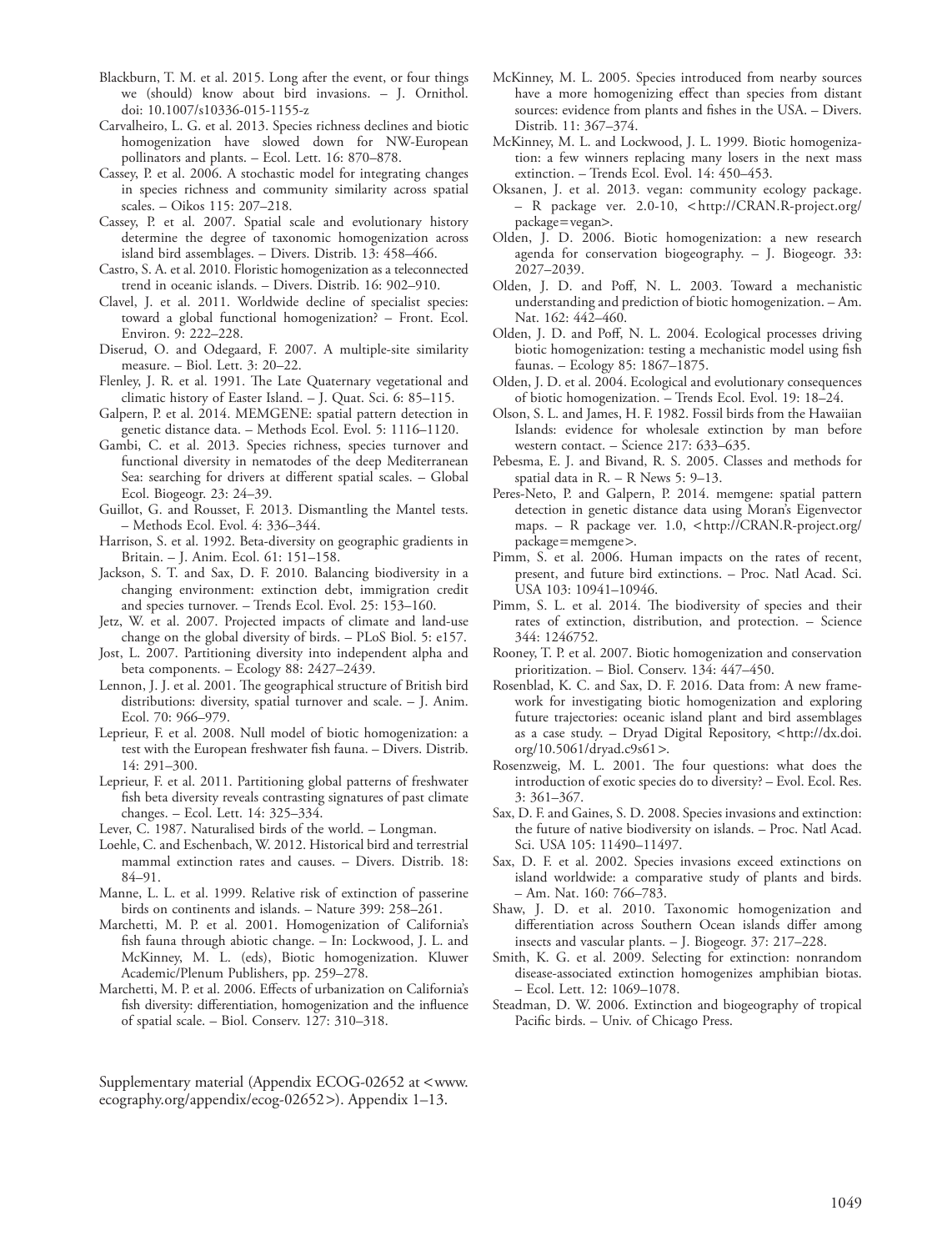Blackburn, T. M. et al. 2015. Long after the event, or four things we (should) know about bird invasions. – J. Ornithol. doi: 10.1007/s10336-015-1155-z

Carvalheiro, L. G. et al. 2013. Species richness declines and biotic homogenization have slowed down for NW-European pollinators and plants. – Ecol. Lett. 16: 870–878.

Cassey, P. et al. 2006. A stochastic model for integrating changes in species richness and community similarity across spatial scales. – Oikos 115: 207–218.

Cassey, P. et al. 2007. Spatial scale and evolutionary history determine the degree of taxonomic homogenization across island bird assemblages. – Divers. Distrib. 13: 458–466.

Castro, S. A. et al. 2010. Floristic homogenization as a teleconnected trend in oceanic islands. – Divers. Distrib. 16: 902–910.

Clavel, J. et al. 2011. Worldwide decline of specialist species: toward a global functional homogenization? – Front. Ecol. Environ. 9: 222–228.

Diserud, O. and Odegaard, F. 2007. A multiple-site similarity measure. – Biol. Lett. 3: 20–22.

Flenley, J. R. et al. 1991. The Late Quaternary vegetational and climatic history of Easter Island. – J. Quat. Sci. 6: 85–115.

Galpern, P. et al. 2014. MEMGENE: spatial pattern detection in genetic distance data. – Methods Ecol. Evol. 5: 1116–1120.

Gambi, C. et al. 2013. Species richness, species turnover and functional diversity in nematodes of the deep Mediterranean Sea: searching for drivers at different spatial scales. – Global Ecol. Biogeogr. 23: 24–39.

Guillot, G. and Rousset, F. 2013. Dismantling the Mantel tests. – Methods Ecol. Evol. 4: 336–344.

Harrison, S. et al. 1992. Beta-diversity on geographic gradients in Britain. – J. Anim. Ecol. 61: 151–158.

Jackson, S. T. and Sax, D. F. 2010. Balancing biodiversity in a changing environment: extinction debt, immigration credit and species turnover. – Trends Ecol. Evol. 25: 153–160.

Jetz, W. et al. 2007. Projected impacts of climate and land-use change on the global diversity of birds. – PLoS Biol. 5: e157.

Jost, L. 2007. Partitioning diversity into independent alpha and beta components. – Ecology 88: 2427–2439.

Lennon, J. J. et al. 2001. The geographical structure of British bird distributions: diversity, spatial turnover and scale. – J. Anim. Ecol. 70: 966–979.

Leprieur, F. et al. 2008. Null model of biotic homogenization: a test with the European freshwater fish fauna. – Divers. Distrib. 14: 291–300.

Leprieur, F. et al. 2011. Partitioning global patterns of freshwater fish beta diversity reveals contrasting signatures of past climate changes. – Ecol. Lett. 14: 325–334.

Lever, C. 1987. Naturalised birds of the world. – Longman.

Loehle, C. and Eschenbach, W. 2012. Historical bird and terrestrial mammal extinction rates and causes. – Divers. Distrib. 18: 84–91.

Manne, L. L. et al. 1999. Relative risk of extinction of passerine birds on continents and islands. – Nature 399: 258–261.

Marchetti, M. P. et al. 2001. Homogenization of California's fish fauna through abiotic change. – In: Lockwood, J. L. and McKinney, M. L. (eds), Biotic homogenization. Kluwer Academic/Plenum Publishers, pp. 259–278.

Marchetti, M. P. et al. 2006. Effects of urbanization on California's fish diversity: differentiation, homogenization and the influence of spatial scale. – Biol. Conserv. 127: 310–318.

McKinney, M. L. 2005. Species introduced from nearby sources have a more homogenizing effect than species from distant sources: evidence from plants and fishes in the USA. – Divers. Distrib. 11: 367–374.

McKinney, M. L. and Lockwood, J. L. 1999. Biotic homogenization: a few winners replacing many losers in the next mass extinction. – Trends Ecol. Evol. 14: 450–453.

Oksanen, J. et al. 2013. vegan: community ecology package. – R package ver. 2.0-10, <http://CRAN.R-project.org/package=vegan>.

Olden, J. D. 2006. Biotic homogenization: a new research agenda for conservation biogeography. – J. Biogeogr. 33: 2027–2039.

Olden, J. D. and Poff, N. L. 2003. Toward a mechanistic understanding and prediction of biotic homogenization. – Am. Nat. 162: 442–460.

Olden, J. D. and Poff, N. L. 2004. Ecological processes driving biotic homogenization: testing a mechanistic model using fish faunas. – Ecology 85: 1867–1875.

Olden, J. D. et al. 2004. Ecological and evolutionary consequences of biotic homogenization. – Trends Ecol. Evol. 19: 18–24.

Olson, S. L. and James, H. F. 1982. Fossil birds from the Hawaiian Islands: evidence for wholesale extinction by man before western contact. – Science 217: 633–635.

Pebesma, E. J. and Bivand, R. S. 2005. Classes and methods for spatial data in R. – R News 5: 9–13.

Peres-Neto, P. and Galpern, P. 2014. memgene: spatial pattern detection in genetic distance data using Moran's Eigenvector maps. – R package ver. 1.0, <http://CRAN.R-project.org/package=memgene>.

Pimm, S. et al. 2006. Human impacts on the rates of recent, present, and future bird extinctions. – Proc. Natl Acad. Sci. USA 103: 10941–10946.

Pimm, S. L. et al. 2014. The biodiversity of species and their rates of extinction, distribution, and protection. – Science 344: 1246752.

Rooney, T. P. et al. 2007. Biotic homogenization and conservation prioritization. – Biol. Conserv. 134: 447–450.

Rosenblad, K. C. and Sax, D. F. 2016. Data from: A new framework for investigating biotic homogenization and exploring future trajectories: oceanic island plant and bird assemblages as a case study. – Dryad Digital Repository, <http://dx.doi.org/10.5061/dryad.c9s61>.

Rosenzweig, M. L. 2001. The four questions: what does the introduction of exotic species do to diversity? – Evol. Ecol. Res. 3: 361–367.

Sax, D. F. and Gaines, S. D. 2008. Species invasions and extinction: the future of native biodiversity on islands. – Proc. Natl Acad. Sci. USA 105: 11490–11497.

Sax, D. F. et al. 2002. Species invasions exceed extinctions on island worldwide: a comparative study of plants and birds. – Am. Nat. 160: 766–783.

Shaw, J. D. et al. 2010. Taxonomic homogenization and differentiation across Southern Ocean islands differ among insects and vascular plants. – J. Biogeogr. 37: 217–228.

Smith, K. G. et al. 2009. Selecting for extinction: nonrandom disease-associated extinction homogenizes amphibian biotas. – Ecol. Lett. 12: 1069–1078.

Steadman, D. W. 2006. Extinction and biogeography of tropical Pacific birds. – Univ. of Chicago Press.

Supplementary material (Appendix ECOG-02652 at <www.ecography.org/appendix/ecog-02652>). Appendix 1–13.